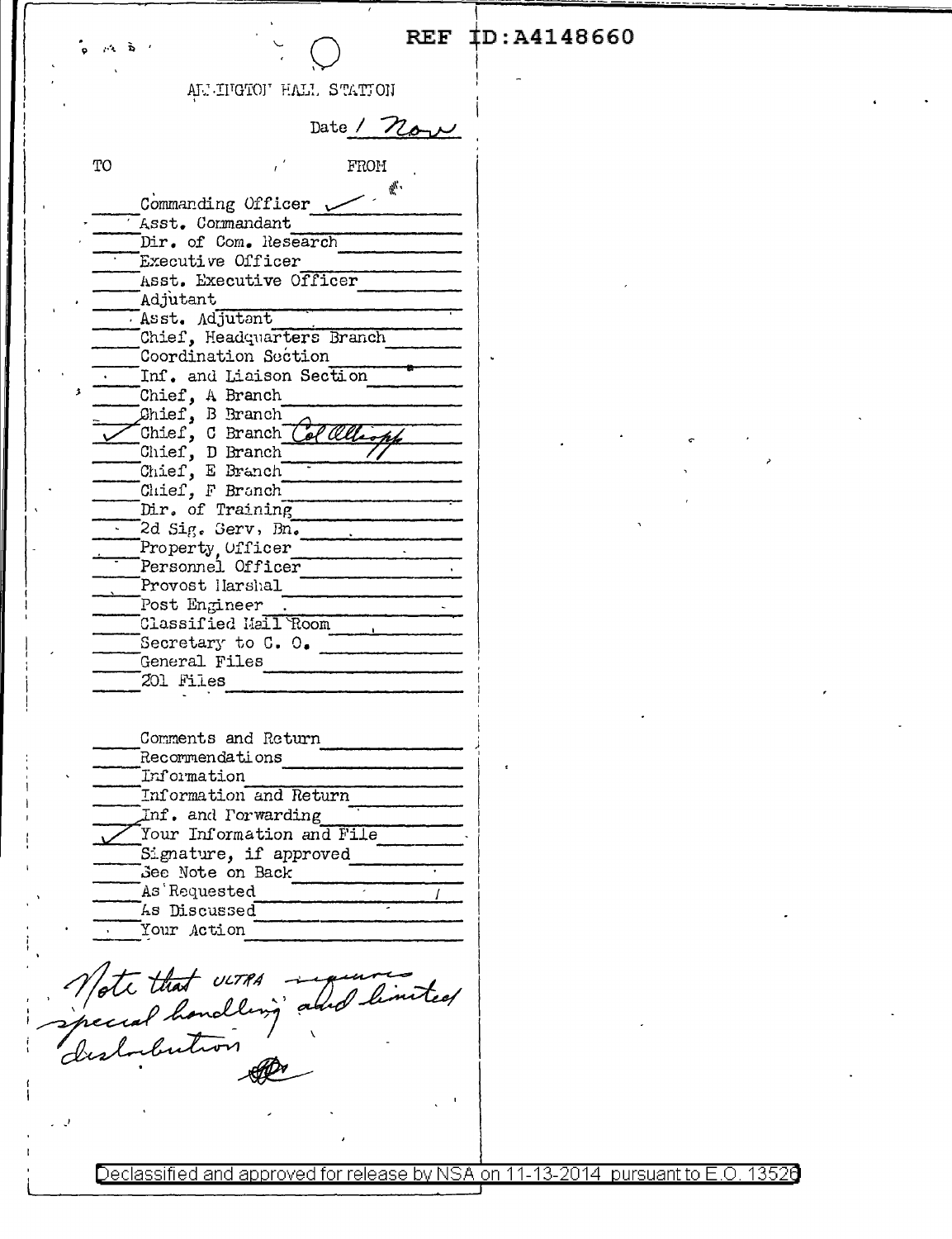REF ID:A4148660

ARLINGTON HALL STATION

Date 1 Nov

| TO | | FROM |
|---|---|---|
| | Commanding Officer | ✓ |
| | Asst. Commandant | |
| | Dir. of Com. Research | |
| | Executive Officer | |
| | Asst. Executive Officer | |
| | Adjutant | |
| | Asst. Adjutant | |
| | Chief, Headquarters Branch | |
| | Coordination Section | |
| | Inf. and Liaison Section | |
| | Chief, A Branch | |
| | Chief, B Branch | |
| ✓ | Chief, C Branch Col Allcopp | |
| | Chief, D Branch | |
| | Chief, E Branch | |
| | Chief, F Branch | |
| | Dir. of Training | |
| | 2d Sig. Serv. Bn. | |
| | Property Officer | |
| | Personnel Officer | |
| | Provost Marshal | |
| | Post Engineer | |
| | Classified Mail Room | |
| | Secretary to C. O. | |
| | General Files | |
| | 201 Files | |

| | |
|---|---|
| | Comments and Return |
| | Recommendations |
| | Information |
| | Information and Return |
| | Inf. and Forwarding |
| ✓ | Your Information and File |
| | Signature, if approved |
| | See Note on Back |
| | As Requested |
| | As Discussed |
| | Your Action |

Note that ULTRA requires special handling and limited distribution

Declassified and approved for release by NSA on 11-13-2014 pursuant to E.O. 13526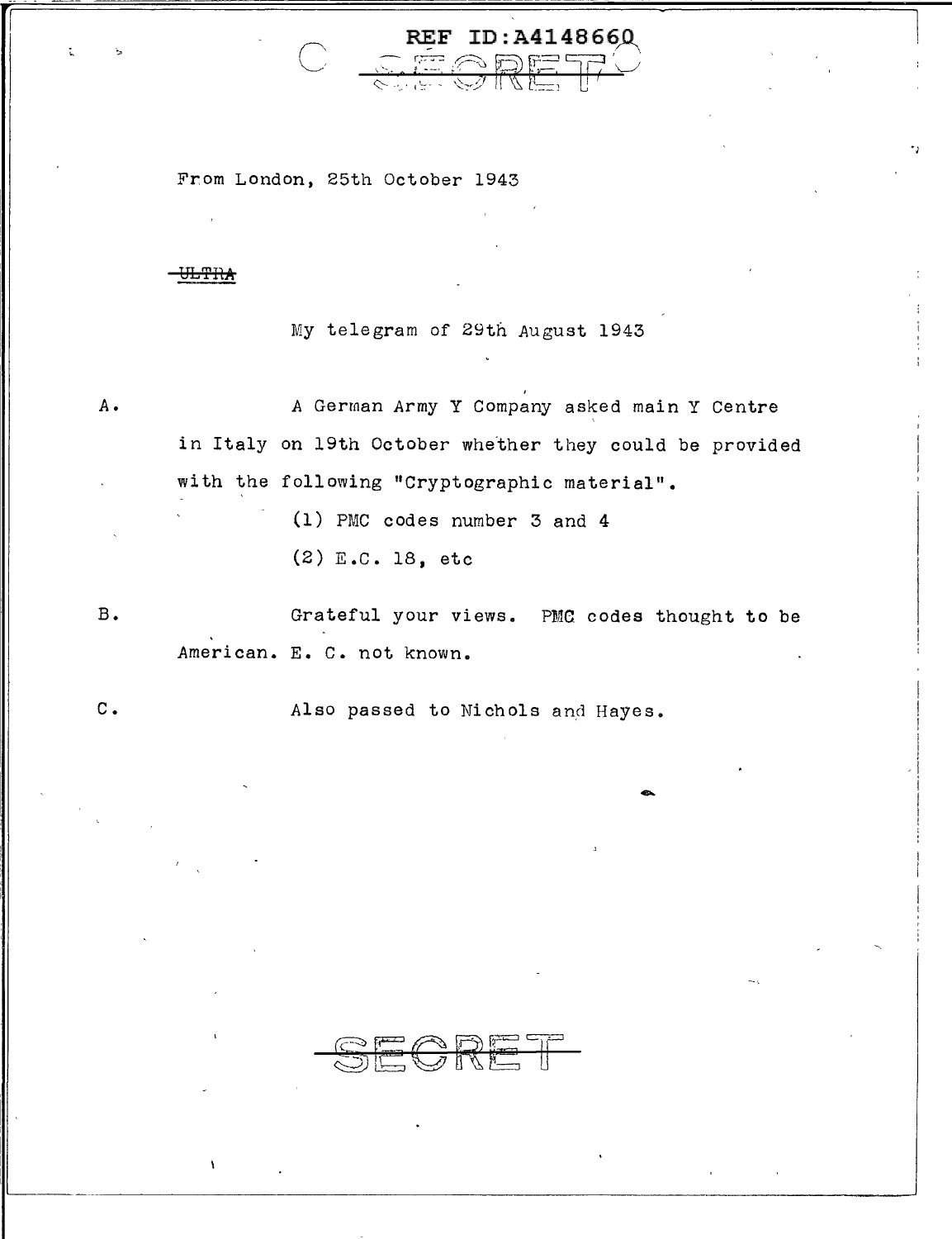REF ID:A4148660

~~SECRET~~

From London, 25th October 1943

~~ULTRA~~

My telegram of 29th August 1943

A. A German Army Y Company asked main Y Centre in Italy on 19th October whether they could be provided with the following "Cryptographic material".

(1) PMC codes number 3 and 4

(2) E.C. 18, etc

B. Grateful your views. PMC codes thought to be American. E. C. not known.

C. Also passed to Nichols and Hayes.

~~SECRET~~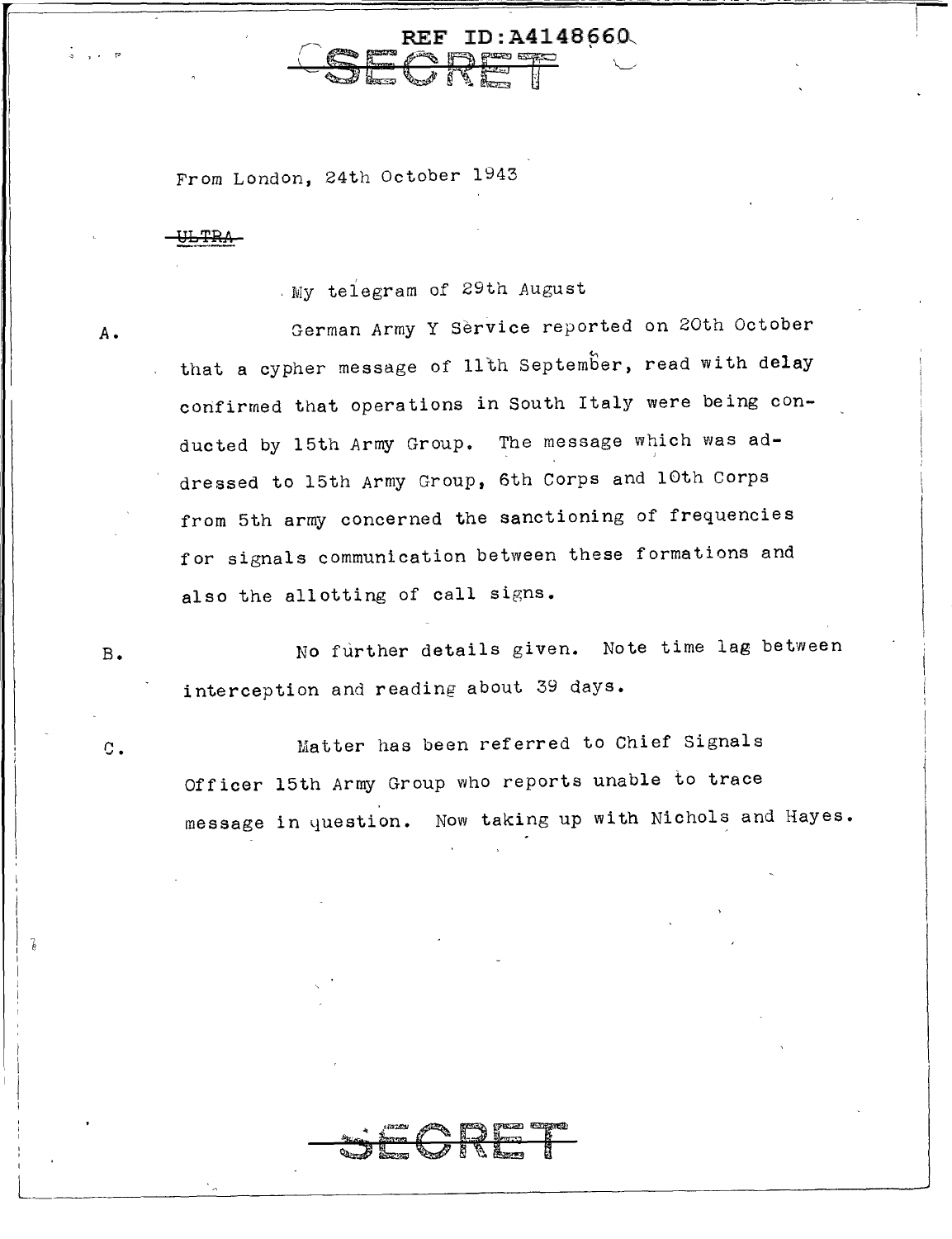From London, 24th October 1943

~~ULTRA~~

My telegram of 29th August

A. German Army Y Service reported on 20th October that a cypher message of 11th September, read with delay confirmed that operations in South Italy were being conducted by 15th Army Group. The message which was addressed to 15th Army Group, 6th Corps and 10th Corps from 5th army concerned the sanctioning of frequencies for signals communication between these formations and also the allotting of call signs.

B. No further details given. Note time lag between interception and reading about 39 days.

C. Matter has been referred to Chief Signals Officer 15th Army Group who reports unable to trace message in question. Now taking up with Nichols and Hayes.